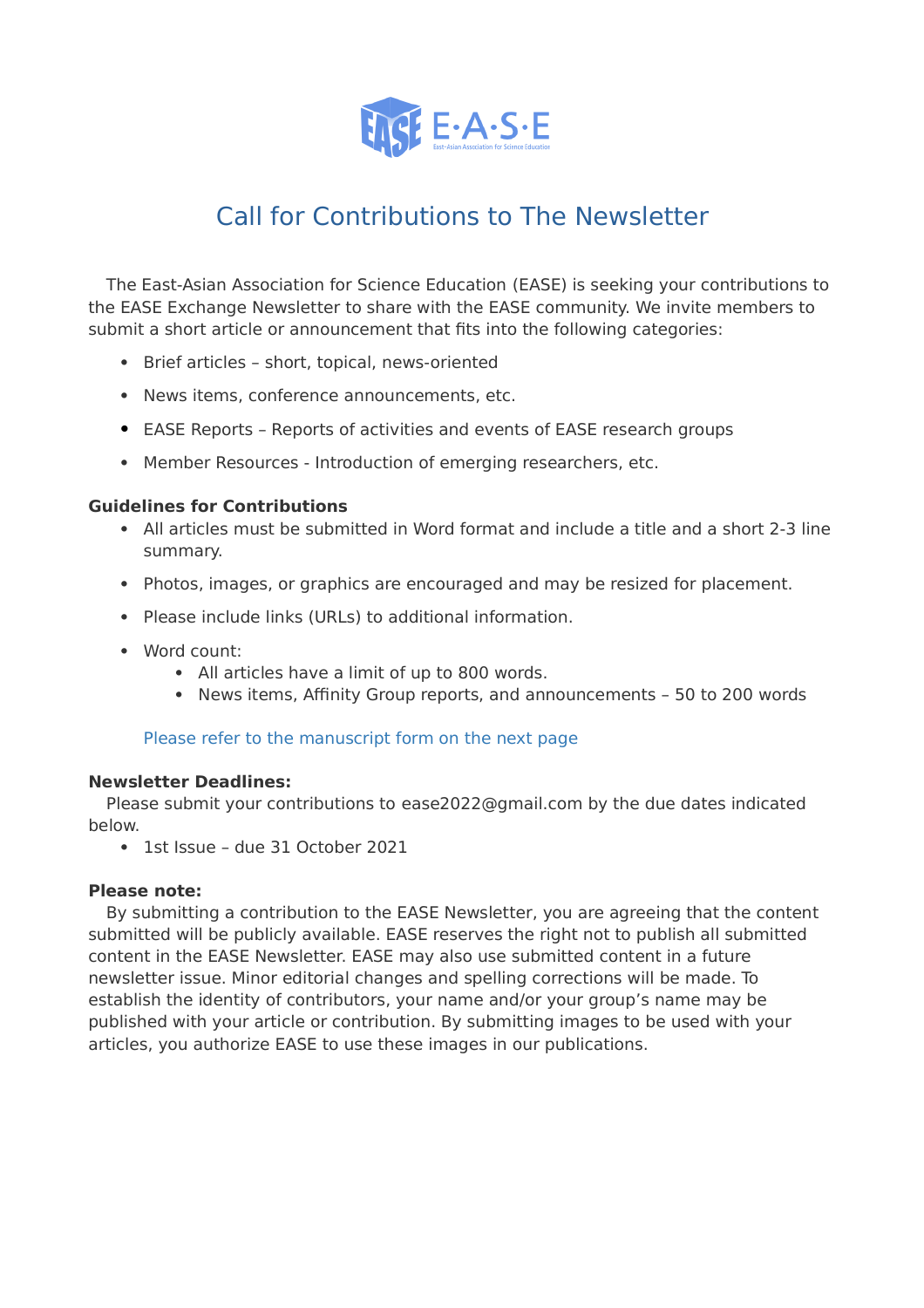# Call for Contributions to The Newsletter

The East-Asian Association for Science Education (EASE) is seeking your contributions to the EASE Exchange Newsletter to share with the EASE community. We invite members to submit a short article or announcement that fits into the following categories:

- Brief articles – short, topical, news-oriented
- News items, conference announcements, etc.
- EASE Reports – Reports of activities and events of EASE research groups
- Member Resources - Introduction of emerging researchers, etc.

**Guidelines for Contributions**

- All articles must be submitted in Word format and include a title and a short 2-3 line summary.
- Photos, images, or graphics are encouraged and may be resized for placement.
- Please include links (URLs) to additional information.
- Word count:
  - All articles have a limit of up to 800 words.
  - News items, Affinity Group reports, and announcements – 50 to 200 words

Please refer to the manuscript form on the next page

**Newsletter Deadlines:**

Please submit your contributions to ease2022@gmail.com by the due dates indicated below.

- 1st Issue – due 31 October 2021

**Please note:**

By submitting a contribution to the EASE Newsletter, you are agreeing that the content submitted will be publicly available. EASE reserves the right not to publish all submitted content in the EASE Newsletter. EASE may also use submitted content in a future newsletter issue. Minor editorial changes and spelling corrections will be made. To establish the identity of contributors, your name and/or your group's name may be published with your article or contribution. By submitting images to be used with your articles, you authorize EASE to use these images in our publications.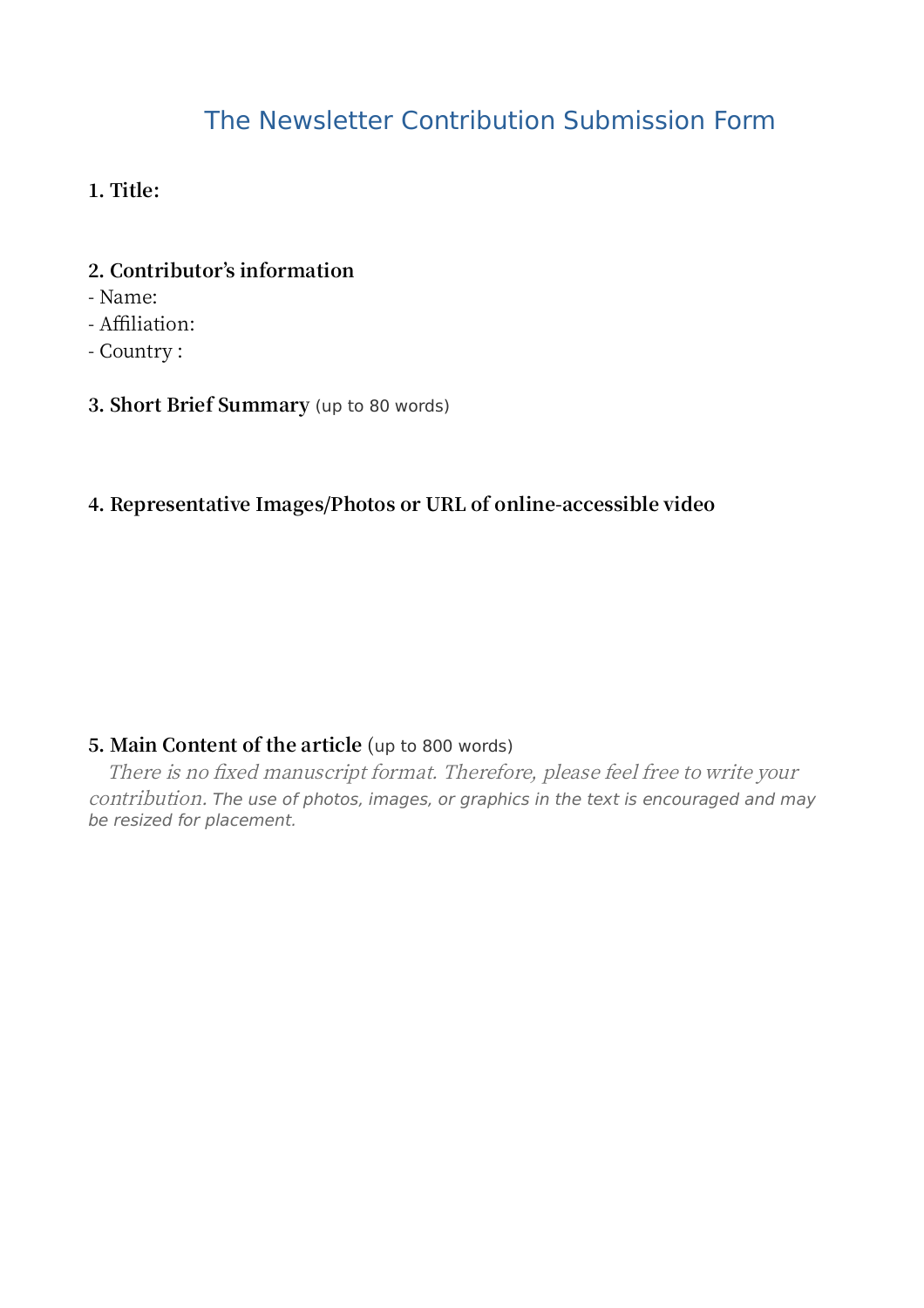# The Newsletter Contribution Submission Form

**1. Title:**

**2. Contributor's information**

- Name:
- Affiliation:
- Country :

**3. Short Brief Summary** (up to 80 words)

**4. Representative Images/Photos or URL of online-accessible video**

**5. Main Content of the article** (up to 800 words)

*There is no fixed manuscript format. Therefore, please feel free to write your contribution. The use of photos, images, or graphics in the text is encouraged and may be resized for placement.*